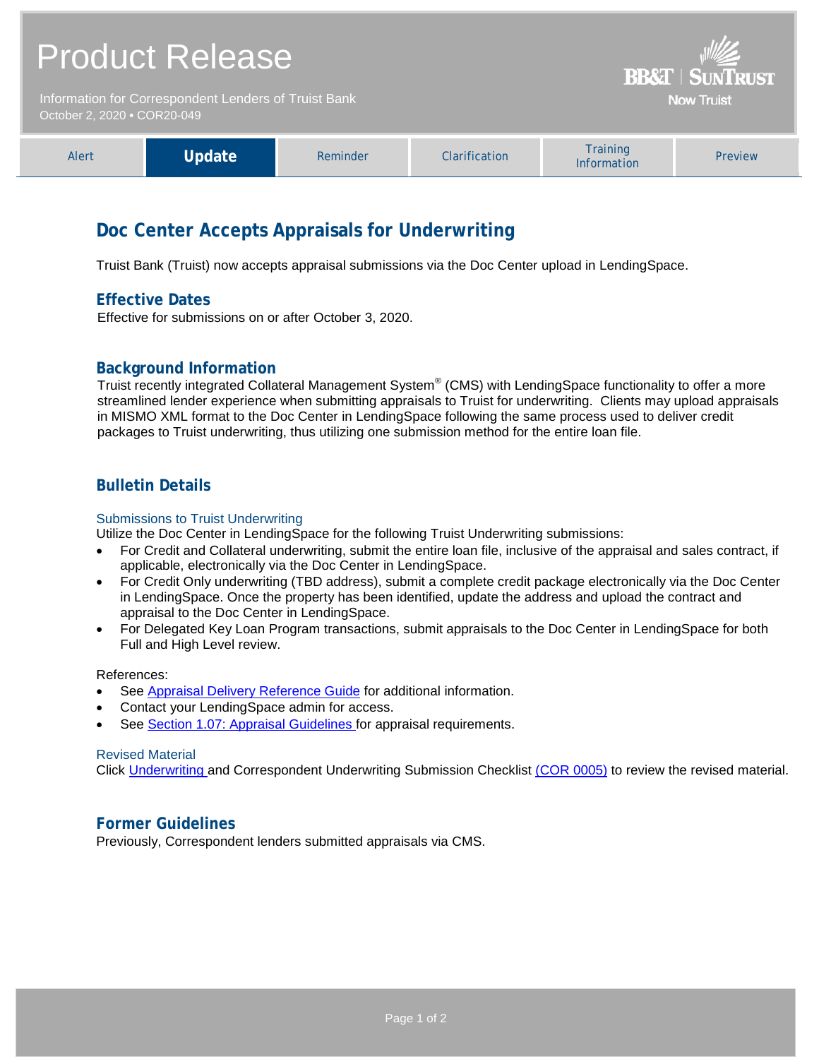# Product Release

Information for Correspondent Lenders of Truist Bank
October 2, 2020 • COR20-049

BB&T | SunTrust
Now Truist

| Alert | **Update** | Reminder | Clarification | Training Information | Preview |
|---|---|---|---|---|---|

## Doc Center Accepts Appraisals for Underwriting

Truist Bank (Truist) now accepts appraisal submissions via the Doc Center upload in LendingSpace.

### Effective Dates

Effective for submissions on or after October 3, 2020.

### Background Information

Truist recently integrated Collateral Management System® (CMS) with LendingSpace functionality to offer a more streamlined lender experience when submitting appraisals to Truist for underwriting. Clients may upload appraisals in MISMO XML format to the Doc Center in LendingSpace following the same process used to deliver credit packages to Truist underwriting, thus utilizing one submission method for the entire loan file.

### Bulletin Details

#### Submissions to Truist Underwriting

Utilize the Doc Center in LendingSpace for the following Truist Underwriting submissions:

- For Credit and Collateral underwriting, submit the entire loan file, inclusive of the appraisal and sales contract, if applicable, electronically via the Doc Center in LendingSpace.
- For Credit Only underwriting (TBD address), submit a complete credit package electronically via the Doc Center in LendingSpace. Once the property has been identified, update the address and upload the contract and appraisal to the Doc Center in LendingSpace.
- For Delegated Key Loan Program transactions, submit appraisals to the Doc Center in LendingSpace for both Full and High Level review.

References:

- See Appraisal Delivery Reference Guide for additional information.
- Contact your LendingSpace admin for access.
- See Section 1.07: Appraisal Guidelines for appraisal requirements.

#### Revised Material

Click Underwriting and Correspondent Underwriting Submission Checklist (COR 0005) to review the revised material.

### Former Guidelines

Previously, Correspondent lenders submitted appraisals via CMS.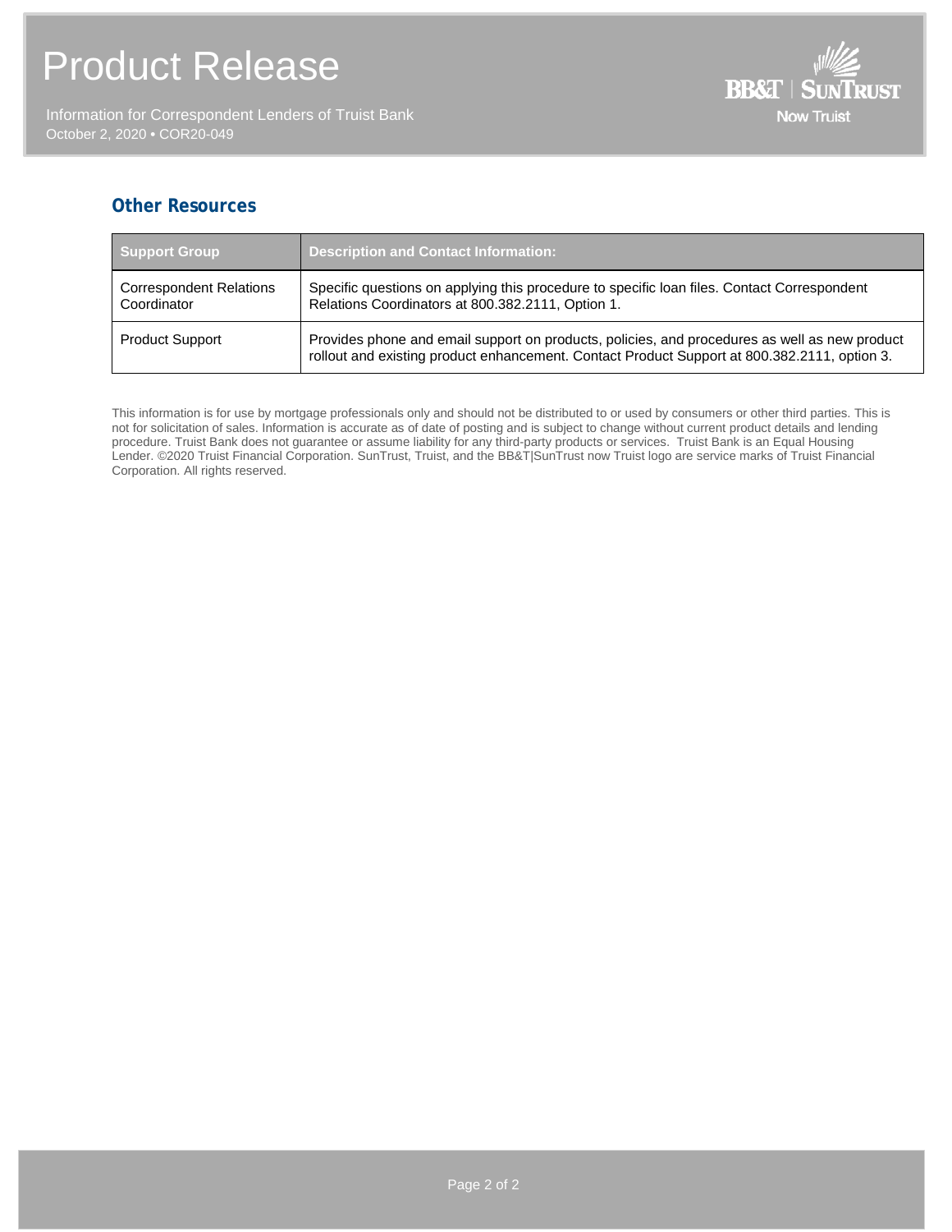## Other Resources

| Support Group | Description and Contact Information: |
| --- | --- |
| Correspondent Relations Coordinator | Specific questions on applying this procedure to specific loan files. Contact Correspondent Relations Coordinators at 800.382.2111, Option 1. |
| Product Support | Provides phone and email support on products, policies, and procedures as well as new product rollout and existing product enhancement. Contact Product Support at 800.382.2111, option 3. |

This information is for use by mortgage professionals only and should not be distributed to or used by consumers or other third parties. This is not for solicitation of sales. Information is accurate as of date of posting and is subject to change without current product details and lending procedure. Truist Bank does not guarantee or assume liability for any third-party products or services. Truist Bank is an Equal Housing Lender. ©2020 Truist Financial Corporation. SunTrust, Truist, and the BB&T|SunTrust now Truist logo are service marks of Truist Financial Corporation. All rights reserved.